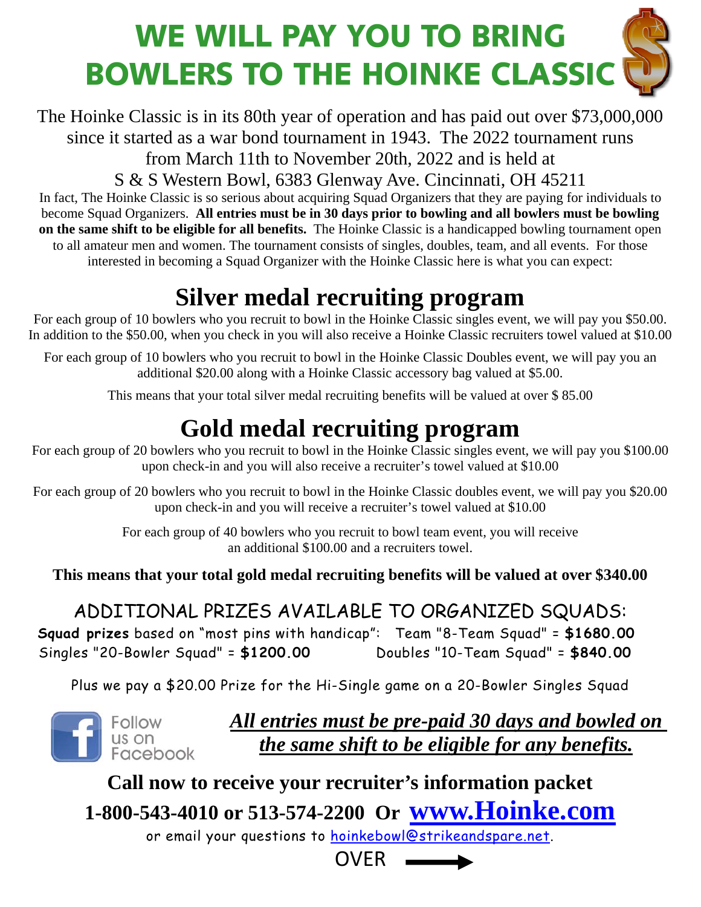# WE WILL PAY YOU TO BRING BOWLERS TO THE HOINKE CLASSIC

The Hoinke Classic is in its 80th year of operation and has paid out over $73,000,000 since it started as a war bond tournament in 1943. The 2022 tournament runs from March 11th to November 20th, 2022 and is held at S & S Western Bowl, 6383 Glenway Ave. Cincinnati, OH 45211

In fact, The Hoinke Classic is so serious about acquiring Squad Organizers that they are paying for individuals to become Squad Organizers. **All entries must be in 30 days prior to bowling and all bowlers must be bowling on the same shift to be eligible for all benefits.** The Hoinke Classic is a handicapped bowling tournament open to all amateur men and women. The tournament consists of singles, doubles, team, and all events. For those interested in becoming a Squad Organizer with the Hoinke Classic here is what you can expect:

## Silver medal recruiting program

For each group of 10 bowlers who you recruit to bowl in the Hoinke Classic singles event, we will pay you $50.00. In addition to the $50.00, when you check in you will also receive a Hoinke Classic recruiters towel valued at $10.00

For each group of 10 bowlers who you recruit to bowl in the Hoinke Classic Doubles event, we will pay you an additional $20.00 along with a Hoinke Classic accessory bag valued at $5.00.

This means that your total silver medal recruiting benefits will be valued at over $ 85.00

## Gold medal recruiting program

For each group of 20 bowlers who you recruit to bowl in the Hoinke Classic singles event, we will pay you $100.00 upon check-in and you will also receive a recruiter's towel valued at $10.00

For each group of 20 bowlers who you recruit to bowl in the Hoinke Classic doubles event, we will pay you $20.00 upon check-in and you will receive a recruiter's towel valued at $10.00

For each group of 40 bowlers who you recruit to bowl team event, you will receive an additional $100.00 and a recruiters towel.

**This means that your total gold medal recruiting benefits will be valued at over $340.00**

### ADDITIONAL PRIZES AVAILABLE TO ORGANIZED SQUADS:

**Squad prizes** based on "most pins with handicap": Team "8-Team Squad" = **$1680.00**

Singles "20-Bowler Squad" = **$1200.00**

Doubles "10-Team Squad" = **$840.00**

Plus we pay a $20.00 Prize for the Hi-Single game on a 20-Bowler Singles Squad

Follow us on Facebook

***All entries must be pre-paid 30 days and bowled on the same shift to be eligible for any benefits.***

**Call now to receive your recruiter's information packet**

**1-800-543-4010 or 513-574-2200 Or www.Hoinke.com**

or email your questions to hoinkebowl@strikeandspare.net.

OVER →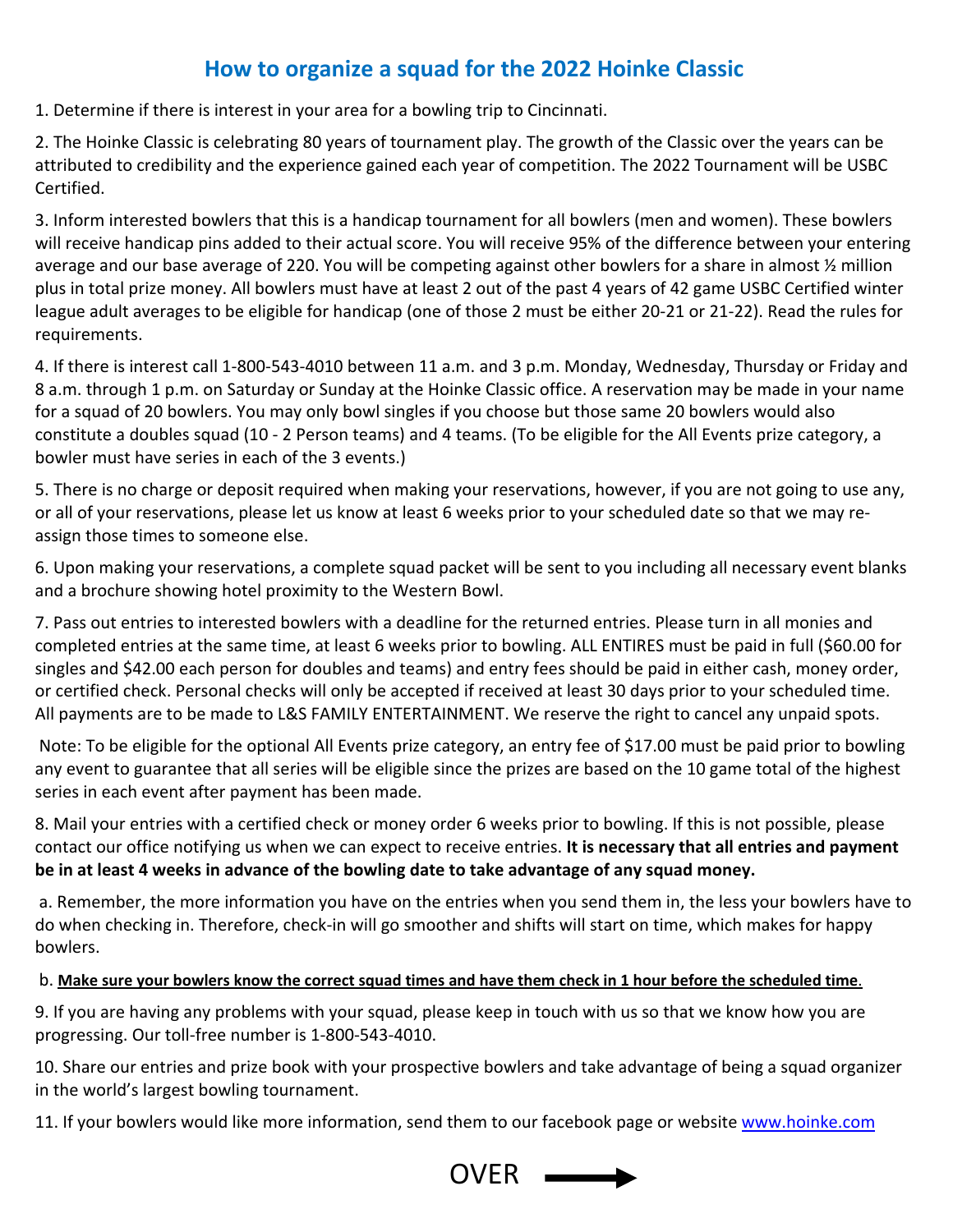## How to organize a squad for the 2022 Hoinke Classic

1. Determine if there is interest in your area for a bowling trip to Cincinnati.

2. The Hoinke Classic is celebrating 80 years of tournament play. The growth of the Classic over the years can be attributed to credibility and the experience gained each year of competition. The 2022 Tournament will be USBC Certified.

3. Inform interested bowlers that this is a handicap tournament for all bowlers (men and women). These bowlers will receive handicap pins added to their actual score. You will receive 95% of the difference between your entering average and our base average of 220. You will be competing against other bowlers for a share in almost ½ million plus in total prize money. All bowlers must have at least 2 out of the past 4 years of 42 game USBC Certified winter league adult averages to be eligible for handicap (one of those 2 must be either 20-21 or 21-22). Read the rules for requirements.

4. If there is interest call 1-800-543-4010 between 11 a.m. and 3 p.m. Monday, Wednesday, Thursday or Friday and 8 a.m. through 1 p.m. on Saturday or Sunday at the Hoinke Classic office. A reservation may be made in your name for a squad of 20 bowlers. You may only bowl singles if you choose but those same 20 bowlers would also constitute a doubles squad (10 - 2 Person teams) and 4 teams. (To be eligible for the All Events prize category, a bowler must have series in each of the 3 events.)

5. There is no charge or deposit required when making your reservations, however, if you are not going to use any, or all of your reservations, please let us know at least 6 weeks prior to your scheduled date so that we may re-assign those times to someone else.

6. Upon making your reservations, a complete squad packet will be sent to you including all necessary event blanks and a brochure showing hotel proximity to the Western Bowl.

7. Pass out entries to interested bowlers with a deadline for the returned entries. Please turn in all monies and completed entries at the same time, at least 6 weeks prior to bowling. ALL ENTIRES must be paid in full ($60.00 for singles and $42.00 each person for doubles and teams) and entry fees should be paid in either cash, money order, or certified check. Personal checks will only be accepted if received at least 30 days prior to your scheduled time. All payments are to be made to L&S FAMILY ENTERTAINMENT. We reserve the right to cancel any unpaid spots.

Note: To be eligible for the optional All Events prize category, an entry fee of $17.00 must be paid prior to bowling any event to guarantee that all series will be eligible since the prizes are based on the 10 game total of the highest series in each event after payment has been made.

8. Mail your entries with a certified check or money order 6 weeks prior to bowling. If this is not possible, please contact our office notifying us when we can expect to receive entries. **It is necessary that all entries and payment be in at least 4 weeks in advance of the bowling date to take advantage of any squad money.**

a. Remember, the more information you have on the entries when you send them in, the less your bowlers have to do when checking in. Therefore, check-in will go smoother and shifts will start on time, which makes for happy bowlers.

b. **Make sure your bowlers know the correct squad times and have them check in 1 hour before the scheduled time.**

9. If you are having any problems with your squad, please keep in touch with us so that we know how you are progressing. Our toll-free number is 1-800-543-4010.

10. Share our entries and prize book with your prospective bowlers and take advantage of being a squad organizer in the world's largest bowling tournament.

11. If your bowlers would like more information, send them to our facebook page or website www.hoinke.com

OVER →